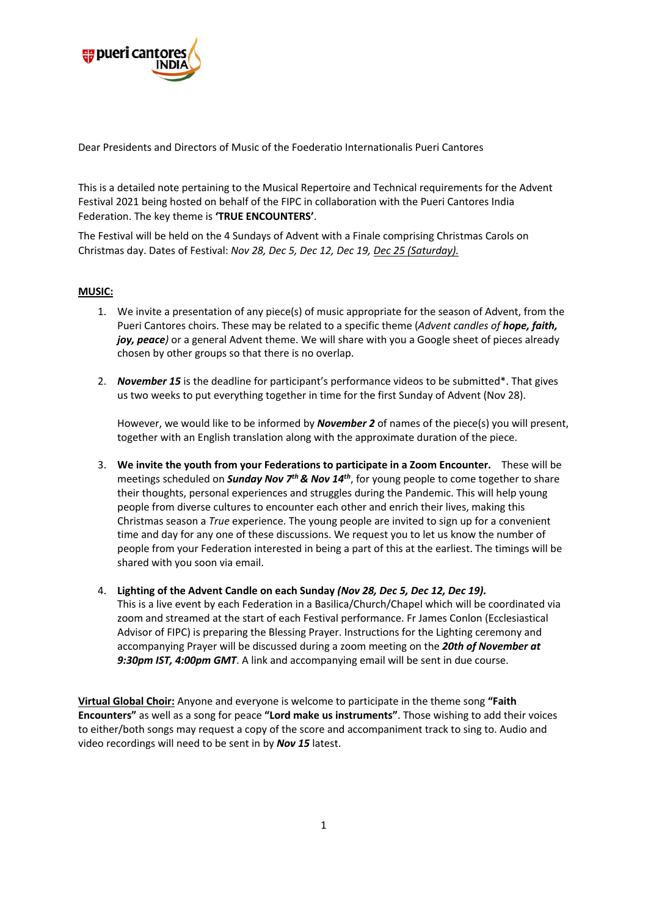Dear Presidents and Directors of Music of the Foederatio Internationalis Pueri Cantores

This is a detailed note pertaining to the Musical Repertoire and Technical requirements for the Advent Festival 2021 being hosted on behalf of the FIPC in collaboration with the Pueri Cantores India Federation. The key theme is **'TRUE ENCOUNTERS'**.

The Festival will be held on the 4 Sundays of Advent with a Finale comprising Christmas Carols on Christmas day. Dates of Festival: *Nov 28, Dec 5, Dec 12, Dec 19,* <u>*Dec 25 (Saturday).*</u>

**<u>MUSIC:</u>**

1. We invite a presentation of any piece(s) of music appropriate for the season of Advent, from the Pueri Cantores choirs. These may be related to a specific theme (*Advent candles of* ***hope, faith, joy, peace****)* or a general Advent theme. We will share with you a Google sheet of pieces already chosen by other groups so that there is no overlap.

2. ***November 15*** is the deadline for participant's performance videos to be submitted*. That gives us two weeks to put everything together in time for the first Sunday of Advent (Nov 28).

   However, we would like to be informed by ***November 2*** of names of the piece(s) you will present, together with an English translation along with the approximate duration of the piece.

3. **We invite the youth from your Federations to participate in a Zoom Encounter.** These will be meetings scheduled on ***Sunday Nov 7th & Nov 14th***, for young people to come together to share their thoughts, personal experiences and struggles during the Pandemic. This will help young people from diverse cultures to encounter each other and enrich their lives, making this Christmas season a *True* experience. The young people are invited to sign up for a convenient time and day for any one of these discussions. We request you to let us know the number of people from your Federation interested in being a part of this at the earliest. The timings will be shared with you soon via email.

4. **Lighting of the Advent Candle on each Sunday *(Nov 28, Dec 5, Dec 12, Dec 19).***
   This is a live event by each Federation in a Basilica/Church/Chapel which will be coordinated via zoom and streamed at the start of each Festival performance. Fr James Conlon (Ecclesiastical Advisor of FIPC) is preparing the Blessing Prayer. Instructions for the Lighting ceremony and accompanying Prayer will be discussed during a zoom meeting on the ***20th of November at 9:30pm IST, 4:00pm GMT***. A link and accompanying email will be sent in due course.

<u>Virtual Global Choir:</u> Anyone and everyone is welcome to participate in the theme song **"Faith Encounters"** as well as a song for peace **"Lord make us instruments"**. Those wishing to add their voices to either/both songs may request a copy of the score and accompaniment track to sing to. Audio and video recordings will need to be sent in by ***Nov 15*** latest.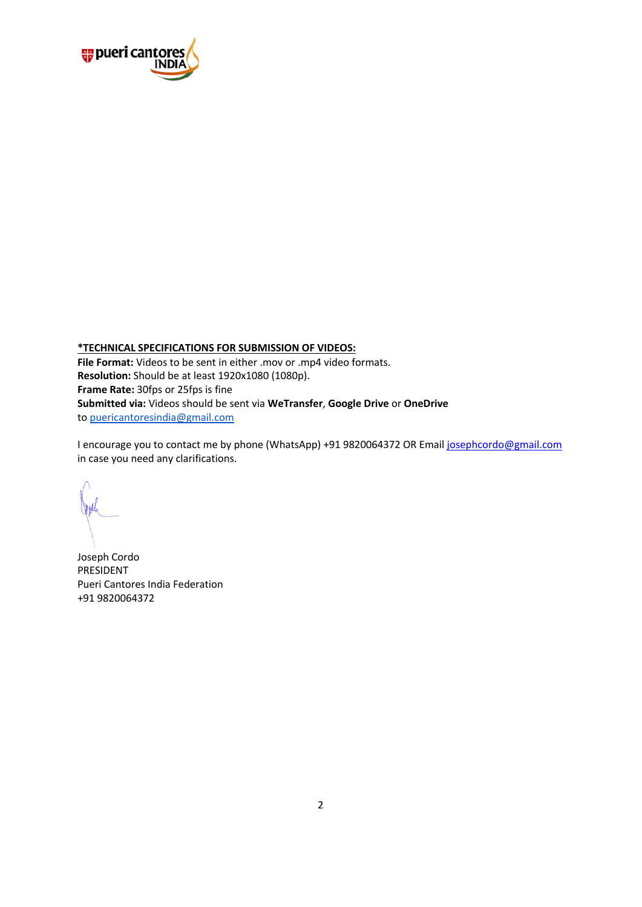**<u>*TECHNICAL SPECIFICATIONS FOR SUBMISSION OF VIDEOS:</u>**
**File Format:** Videos to be sent in either .mov or .mp4 video formats.
**Resolution:** Should be at least 1920x1080 (1080p).
**Frame Rate:** 30fps or 25fps is fine
**Submitted via:** Videos should be sent via **WeTransfer**, **Google Drive** or **OneDrive** to puericantoresindia@gmail.com

I encourage you to contact me by phone (WhatsApp) +91 9820064372 OR Email josephcordo@gmail.com in case you need any clarifications.

Joseph Cordo
PRESIDENT
Pueri Cantores India Federation
+91 9820064372